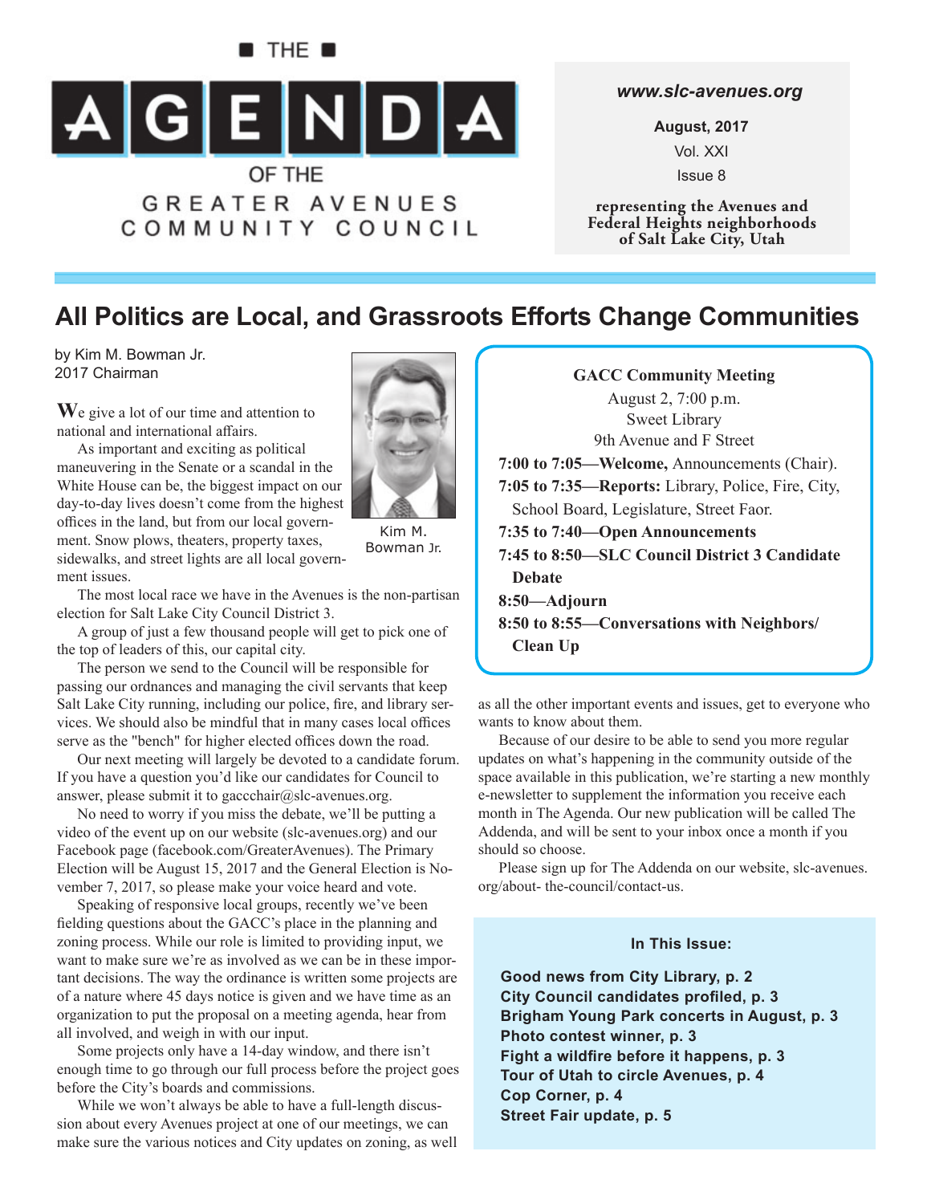# THE AGENDA OF THE GREATER AVENUES COMMUNITY COUNCIL

*www.slc-avenues.org*

**August, 2017**

Vol. XXI

Issue 8

**representing the Avenues and Federal Heights neighborhoods of Salt Lake City, Utah**

## All Politics are Local, and Grassroots Efforts Change Communities

by Kim M. Bowman Jr.
2017 Chairman

Kim M. Bowman Jr.

We give a lot of our time and attention to national and international affairs.

As important and exciting as political maneuvering in the Senate or a scandal in the White House can be, the biggest impact on our day-to-day lives doesn't come from the highest offices in the land, but from our local government. Snow plows, theaters, property taxes, sidewalks, and street lights are all local government issues.

The most local race we have in the Avenues is the non-partisan election for Salt Lake City Council District 3.

A group of just a few thousand people will get to pick one of the top of leaders of this, our capital city.

The person we send to the Council will be responsible for passing our ordnances and managing the civil servants that keep Salt Lake City running, including our police, fire, and library services. We should also be mindful that in many cases local offices serve as the "bench" for higher elected offices down the road.

Our next meeting will largely be devoted to a candidate forum. If you have a question you'd like our candidates for Council to answer, please submit it to gaccchair@slc-avenues.org.

No need to worry if you miss the debate, we'll be putting a video of the event up on our website (slc-avenues.org) and our Facebook page (facebook.com/GreaterAvenues). The Primary Election will be August 15, 2017 and the General Election is November 7, 2017, so please make your voice heard and vote.

Speaking of responsive local groups, recently we've been fielding questions about the GACC's place in the planning and zoning process. While our role is limited to providing input, we want to make sure we're as involved as we can be in these important decisions. The way the ordinance is written some projects are of a nature where 45 days notice is given and we have time as an organization to put the proposal on a meeting agenda, hear from all involved, and weigh in with our input.

Some projects only have a 14-day window, and there isn't enough time to go through our full process before the project goes before the City's boards and commissions.

While we won't always be able to have a full-length discussion about every Avenues project at one of our meetings, we can make sure the various notices and City updates on zoning, as well as all the other important events and issues, get to everyone who wants to know about them.

Because of our desire to be able to send you more regular updates on what's happening in the community outside of the space available in this publication, we're starting a new monthly e-newsletter to supplement the information you receive each month in The Agenda. Our new publication will be called The Addenda, and will be sent to your inbox once a month if you should so choose.

Please sign up for The Addenda on our website, slc-avenues.org/about- the-council/contact-us.

---

**GACC Community Meeting**
August 2, 7:00 p.m.
Sweet Library
9th Avenue and F Street

**7:00 to 7:05—Welcome,** Announcements (Chair).
**7:05 to 7:35—Reports:** Library, Police, Fire, City, School Board, Legislature, Street Faor.
**7:35 to 7:40—Open Announcements**
**7:45 to 8:50—SLC Council District 3 Candidate Debate**
**8:50—Adjourn**
**8:50 to 8:55—Conversations with Neighbors/ Clean Up**

---

**In This Issue:**

**Good news from City Library, p. 2**
**City Council candidates profiled, p. 3**
**Brigham Young Park concerts in August, p. 3**
**Photo contest winner, p. 3**
**Fight a wildfire before it happens, p. 3**
**Tour of Utah to circle Avenues, p. 4**
**Cop Corner, p. 4**
**Street Fair update, p. 5**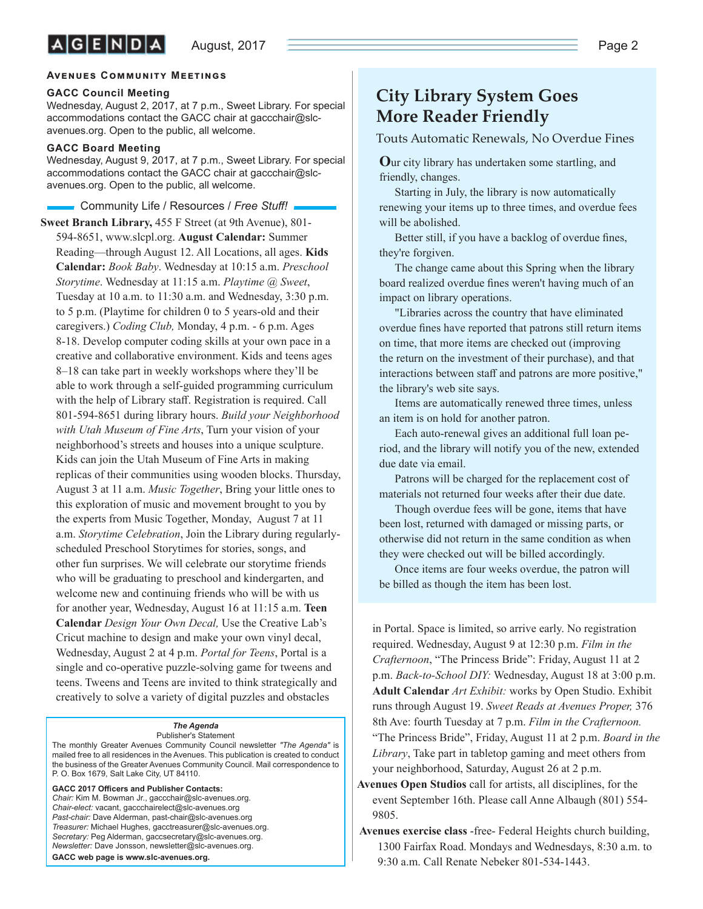## Avenues Community Meetings

**GACC Council Meeting**
Wednesday, August 2, 2017, at 7 p.m., Sweet Library. For special accommodations contact the GACC chair at gaccchair@slc-avenues.org. Open to the public, all welcome.

**GACC Board Meeting**
Wednesday, August 9, 2017, at 7 p.m., Sweet Library. For special accommodations contact the GACC chair at gaccchair@slc-avenues.org. Open to the public, all welcome.

### Community Life / Resources / *Free Stuff!*

**Sweet Branch Library,** 455 F Street (at 9th Avenue), 801-594-8651, www.slcpl.org. **August Calendar:** Summer Reading—through August 12. All Locations, all ages. **Kids Calendar:** *Book Baby*. Wednesday at 10:15 a.m. *Preschool Storytime*. Wednesday at 11:15 a.m. *Playtime @ Sweet*, Tuesday at 10 a.m. to 11:30 a.m. and Wednesday, 3:30 p.m. to 5 p.m. (Playtime for children 0 to 5 years-old and their caregivers.) *Coding Club,* Monday, 4 p.m. - 6 p.m. Ages 8-18. Develop computer coding skills at your own pace in a creative and collaborative environment. Kids and teens ages 8–18 can take part in weekly workshops where they'll be able to work through a self-guided programming curriculum with the help of Library staff. Registration is required. Call 801-594-8651 during library hours. *Build your Neighborhood with Utah Museum of Fine Arts*, Turn your vision of your neighborhood's streets and houses into a unique sculpture. Kids can join the Utah Museum of Fine Arts in making replicas of their communities using wooden blocks. Thursday, August 3 at 11 a.m. *Music Together*, Bring your little ones to this exploration of music and movement brought to you by the experts from Music Together, Monday, August 7 at 11 a.m. *Storytime Celebration*, Join the Library during regularly-scheduled Preschool Storytimes for stories, songs, and other fun surprises. We will celebrate our storytime friends who will be graduating to preschool and kindergarten, and welcome new and continuing friends who will be with us for another year, Wednesday, August 16 at 11:15 a.m. **Teen Calendar** *Design Your Own Decal,* Use the Creative Lab's Cricut machine to design and make your own vinyl decal, Wednesday, August 2 at 4 p.m. *Portal for Teens*, Portal is a single and co-operative puzzle-solving game for tweens and teens. Tweens and Teens are invited to think strategically and creatively to solve a variety of digital puzzles and obstacles in Portal. Space is limited, so arrive early. No registration required. Wednesday, August 9 at 12:30 p.m. *Film in the Crafternoon*, "The Princess Bride": Friday, August 11 at 2 p.m. *Back-to-School DIY:* Wednesday, August 18 at 3:00 p.m. **Adult Calendar** *Art Exhibit:* works by Open Studio. Exhibit runs through August 19. *Sweet Reads at Avenues Proper,* 376 8th Ave: fourth Tuesday at 7 p.m. *Film in the Crafternoon.* "The Princess Bride", Friday, August 11 at 2 p.m. *Board in the Library*, Take part in tabletop gaming and meet others from your neighborhood, Saturday, August 26 at 2 p.m.

**Avenues Open Studios** call for artists, all disciplines, for the event September 16th. Please call Anne Albaugh (801) 554-9805.

**Avenues exercise class** -free- Federal Heights church building, 1300 Fairfax Road. Mondays and Wednesdays, 8:30 a.m. to 9:30 a.m. Call Renate Nebeker 801-534-1443.

---

***The Agenda***
Publisher's Statement

The monthly Greater Avenues Community Council newsletter *"The Agenda"* is mailed free to all residences in the Avenues. This publication is created to conduct the business of the Greater Avenues Community Council. Mail correspondence to P. O. Box 1679, Salt Lake City, UT 84110.

**GACC 2017 Officers and Publisher Contacts:**
*Chair:* Kim M. Bowman Jr., gaccchair@slc-avenues.org.
*Chair-elect:* vacant, gaccchairelect@slc-avenues.org
*Past-chair:* Dave Alderman, past-chair@slc-avenues.org
*Treasurer:* Michael Hughes, gacctreasurer@slc-avenues.org.
*Secretary:* Peg Alderman, gaccsecretary@slc-avenues.org.
*Newsletter:* Dave Jonsson, newsletter@slc-avenues.org.

**GACC web page is www.slc-avenues.org.**

---

## City Library System Goes More Reader Friendly

### Touts Automatic Renewals, No Overdue Fines

Our city library has undertaken some startling, and friendly, changes.

Starting in July, the library is now automatically renewing your items up to three times, and overdue fees will be abolished.

Better still, if you have a backlog of overdue fines, they're forgiven.

The change came about this Spring when the library board realized overdue fines weren't having much of an impact on library operations.

"Libraries across the country that have eliminated overdue fines have reported that patrons still return items on time, that more items are checked out (improving the return on the investment of their purchase), and that interactions between staff and patrons are more positive," the library's web site says.

Items are automatically renewed three times, unless an item is on hold for another patron.

Each auto-renewal gives an additional full loan period, and the library will notify you of the new, extended due date via email.

Patrons will be charged for the replacement cost of materials not returned four weeks after their due date.

Though overdue fees will be gone, items that have been lost, returned with damaged or missing parts, or otherwise did not return in the same condition as when they were checked out will be billed accordingly.

Once items are four weeks overdue, the patron will be billed as though the item has been lost.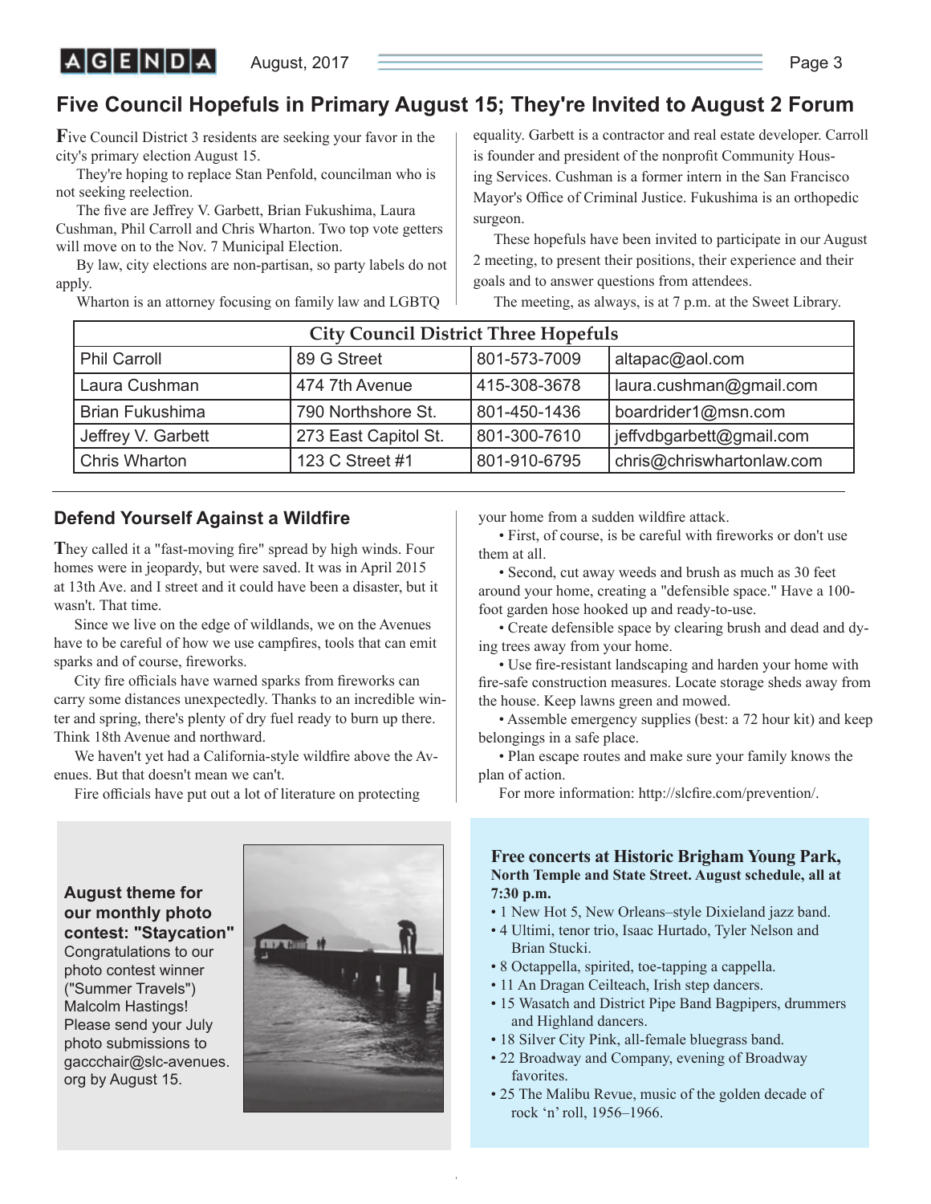## Five Council Hopefuls in Primary August 15; They're Invited to August 2 Forum

Five Council District 3 residents are seeking your favor in the city's primary election August 15.

They're hoping to replace Stan Penfold, councilman who is not seeking reelection.

The five are Jeffrey V. Garbett, Brian Fukushima, Laura Cushman, Phil Carroll and Chris Wharton. Two top vote getters will move on to the Nov. 7 Municipal Election.

By law, city elections are non-partisan, so party labels do not apply.

Wharton is an attorney focusing on family law and LGBTQ equality. Garbett is a contractor and real estate developer. Carroll is founder and president of the nonprofit Community Housing Services. Cushman is a former intern in the San Francisco Mayor's Office of Criminal Justice. Fukushima is an orthopedic surgeon.

These hopefuls have been invited to participate in our August 2 meeting, to present their positions, their experience and their goals and to answer questions from attendees.

The meeting, as always, is at 7 p.m. at the Sweet Library.

| City Council District Three Hopefuls | | | |
|---|---|---|---|
| Phil Carroll | 89 G Street | 801-573-7009 | altapac@aol.com |
| Laura Cushman | 474 7th Avenue | 415-308-3678 | laura.cushman@gmail.com |
| Brian Fukushima | 790 Northshore St. | 801-450-1436 | boardrider1@msn.com |
| Jeffrey V. Garbett | 273 East Capitol St. | 801-300-7610 | jeffvdbgarbett@gmail.com |
| Chris Wharton | 123 C Street #1 | 801-910-6795 | chris@chriswhartonlaw.com |

## Defend Yourself Against a Wildfire

They called it a "fast-moving fire" spread by high winds. Four homes were in jeopardy, but were saved. It was in April 2015 at 13th Ave. and I street and it could have been a disaster, but it wasn't. That time.

Since we live on the edge of wildlands, we on the Avenues have to be careful of how we use campfires, tools that can emit sparks and of course, fireworks.

City fire officials have warned sparks from fireworks can carry some distances unexpectedly. Thanks to an incredible winter and spring, there's plenty of dry fuel ready to burn up there. Think 18th Avenue and northward.

We haven't yet had a California-style wildfire above the Avenues. But that doesn't mean we can't.

Fire officials have put out a lot of literature on protecting your home from a sudden wildfire attack.

- First, of course, is be careful with fireworks or don't use them at all.
- Second, cut away weeds and brush as much as 30 feet around your home, creating a "defensible space." Have a 100-foot garden hose hooked up and ready-to-use.
- Create defensible space by clearing brush and dead and dying trees away from your home.
- Use fire-resistant landscaping and harden your home with fire-safe construction measures. Locate storage sheds away from the house. Keep lawns green and mowed.
- Assemble emergency supplies (best: a 72 hour kit) and keep belongings in a safe place.
- Plan escape routes and make sure your family knows the plan of action.

For more information: http://slcfire.com/prevention/.

**August theme for our monthly photo contest: "Staycation"**
Congratulations to our photo contest winner ("Summer Travels") Malcolm Hastings! Please send your July photo submissions to gaccchair@slc-avenues.org by August 15.

**Free concerts at Historic Brigham Young Park, North Temple and State Street. August schedule, all at 7:30 p.m.**

- 1 New Hot 5, New Orleans–style Dixieland jazz band.
- 4 Ultimi, tenor trio, Isaac Hurtado, Tyler Nelson and Brian Stucki.
- 8 Octappella, spirited, toe-tapping a cappella.
- 11 An Dragan Ceilteach, Irish step dancers.
- 15 Wasatch and District Pipe Band Bagpipers, drummers and Highland dancers.
- 18 Silver City Pink, all-female bluegrass band.
- 22 Broadway and Company, evening of Broadway favorites.
- 25 The Malibu Revue, music of the golden decade of rock 'n' roll, 1956–1966.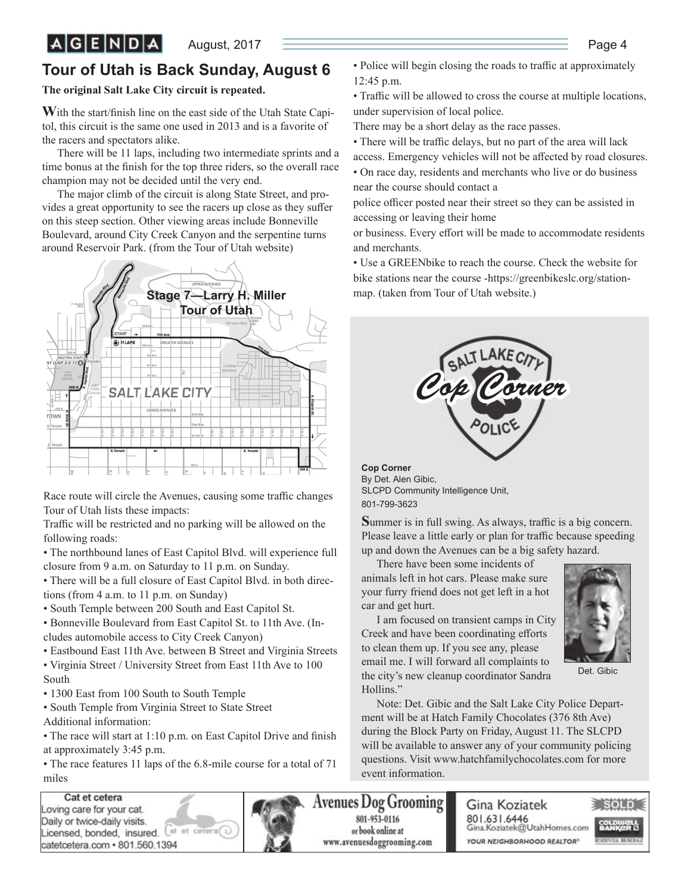## Tour of Utah is Back Sunday, August 6

**The original Salt Lake City circuit is repeated.**

With the start/finish line on the east side of the Utah State Capitol, this circuit is the same one used in 2013 and is a favorite of the racers and spectators alike.

There will be 11 laps, including two intermediate sprints and a time bonus at the finish for the top three riders, so the overall race champion may not be decided until the very end.

The major climb of the circuit is along State Street, and provides a great opportunity to see the racers up close as they suffer on this steep section. Other viewing areas include Bonneville Boulevard, around City Creek Canyon and the serpentine turns around Reservoir Park. (from the Tour of Utah website)

Race route will circle the Avenues, causing some traffic changes Tour of Utah lists these impacts:

Traffic will be restricted and no parking will be allowed on the following roads:

- The northbound lanes of East Capitol Blvd. will experience full closure from 9 a.m. on Saturday to 11 p.m. on Sunday.
- There will be a full closure of East Capitol Blvd. in both directions (from 4 a.m. to 11 p.m. on Sunday)
- South Temple between 200 South and East Capitol St.
- Bonneville Boulevard from East Capitol St. to 11th Ave. (Includes automobile access to City Creek Canyon)
- Eastbound East 11th Ave. between B Street and Virginia Streets
- Virginia Street / University Street from East 11th Ave to 100 South
- 1300 East from 100 South to South Temple
- South Temple from Virginia Street to State Street

Additional information:

- The race will start at 1:10 p.m. on East Capitol Drive and finish at approximately 3:45 p.m.
- The race features 11 laps of the 6.8-mile course for a total of 71 miles
- Police will begin closing the roads to traffic at approximately 12:45 p.m.
- Traffic will be allowed to cross the course at multiple locations, under supervision of local police.

There may be a short delay as the race passes.

- There will be traffic delays, but no part of the area will lack access. Emergency vehicles will not be affected by road closures.
- On race day, residents and merchants who live or do business near the course should contact a police officer posted near their street so they can be assisted in accessing or leaving their home or business. Every effort will be made to accommodate residents and merchants.
- Use a GREENbike to reach the course. Check the website for bike stations near the course -https://greenbikeslc.org/station-map. (taken from Tour of Utah website.)

## Cop Corner

**Cop Corner**
By Det. Alen Gibic,
SLCPD Community Intelligence Unit,
801-799-3623

Summer is in full swing. As always, traffic is a big concern. Please leave a little early or plan for traffic because speeding up and down the Avenues can be a big safety hazard.

There have been some incidents of animals left in hot cars. Please make sure your furry friend does not get left in a hot car and get hurt.

I am focused on transient camps in City Creek and have been coordinating efforts to clean them up. If you see any, please email me. I will forward all complaints to the city's new cleanup coordinator Sandra Hollins."

Det. Gibic

Note: Det. Gibic and the Salt Lake City Police Department will be at Hatch Family Chocolates (376 8th Ave) during the Block Party on Friday, August 11. The SLCPD will be available to answer any of your community policing questions. Visit www.hatchfamilychocolates.com for more event information.

---

**Cat et cetera**
Loving care for your cat.
Daily or twice-daily visits.
Licensed, bonded, insured.
catetcetera.com • 801.560.1394

**Avenues Dog Grooming**
801-953-0116
or book online at
www.avenuesdoggrooming.com

**Gina Koziatek**
801.631.6446
Gina.Koziatek@UtahHomes.com
YOUR NEIGHBORHOOD REALTOR®
Coldwell Banker Residential Brokerage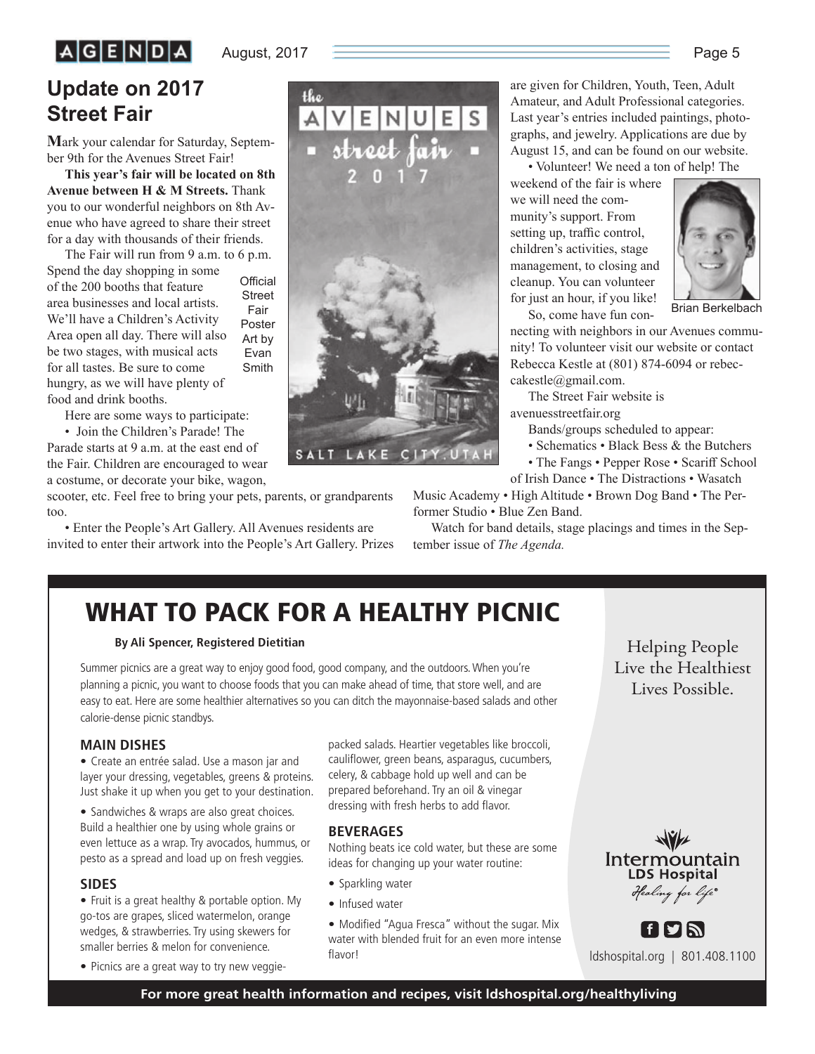## Update on 2017 Street Fair

Mark your calendar for Saturday, September 9th for the Avenues Street Fair!

**This year's fair will be located on 8th Avenue between H & M Streets.** Thank you to our wonderful neighbors on 8th Avenue who have agreed to share their street for a day with thousands of their friends.

The Fair will run from 9 a.m. to 6 p.m. Spend the day shopping in some of the 200 booths that feature area businesses and local artists. We'll have a Children's Activity Area open all day. There will also be two stages, with musical acts for all tastes. Be sure to come hungry, as we will have plenty of food and drink booths.

Official Street Fair Poster Art by Evan Smith

Here are some ways to participate:

- Join the Children's Parade! The Parade starts at 9 a.m. at the east end of the Fair. Children are encouraged to wear a costume, or decorate your bike, wagon, scooter, etc. Feel free to bring your pets, parents, or grandparents too.
- Enter the People's Art Gallery. All Avenues residents are invited to enter their artwork into the People's Art Gallery. Prizes are given for Children, Youth, Teen, Adult Amateur, and Adult Professional categories. Last year's entries included paintings, photographs, and jewelry. Applications are due by August 15, and can be found on our website.
- Volunteer! We need a ton of help! The weekend of the fair is where we will need the community's support. From setting up, traffic control, children's activities, stage management, to closing and cleanup. You can volunteer for just an hour, if you like!

Brian Berkelbach

So, come have fun connecting with neighbors in our Avenues community! To volunteer visit our website or contact Rebecca Kestle at (801) 874-6094 or rebeccakestle@gmail.com.

The Street Fair website is avenuesstreetfair.org

Bands/groups scheduled to appear:

- Schematics • Black Bess & the Butchers
- The Fangs • Pepper Rose • Scariff School of Irish Dance • The Distractions • Wasatch Music Academy • High Altitude • Brown Dog Band • The Performer Studio • Blue Zen Band.

Watch for band details, stage placings and times in the September issue of *The Agenda.*

## WHAT TO PACK FOR A HEALTHY PICNIC

**By Ali Spencer, Registered Dietitian**

Summer picnics are a great way to enjoy good food, good company, and the outdoors. When you're planning a picnic, you want to choose foods that you can make ahead of time, that store well, and are easy to eat. Here are some healthier alternatives so you can ditch the mayonnaise-based salads and other calorie-dense picnic standbys.

### MAIN DISHES

- Create an entrée salad. Use a mason jar and layer your dressing, vegetables, greens & proteins. Just shake it up when you get to your destination.
- Sandwiches & wraps are also great choices. Build a healthier one by using whole grains or even lettuce as a wrap. Try avocados, hummus, or pesto as a spread and load up on fresh veggies.

### SIDES

- Fruit is a great healthy & portable option. My go-tos are grapes, sliced watermelon, orange wedges, & strawberries. Try using skewers for smaller berries & melon for convenience.
- Picnics are a great way to try new veggie-packed salads. Heartier vegetables like broccoli, cauliflower, green beans, asparagus, cucumbers, celery, & cabbage hold up well and can be prepared beforehand. Try an oil & vinegar dressing with fresh herbs to add flavor.

### BEVERAGES

Nothing beats ice cold water, but these are some ideas for changing up your water routine:

- Sparkling water
- Infused water
- Modified "Agua Fresca" without the sugar. Mix water with blended fruit for an even more intense flavor!

Helping People Live the Healthiest Lives Possible.

Intermountain LDS Hospital *Healing for life*

ldshospital.org | 801.408.1100

**For more great health information and recipes, visit ldshospital.org/healthyliving**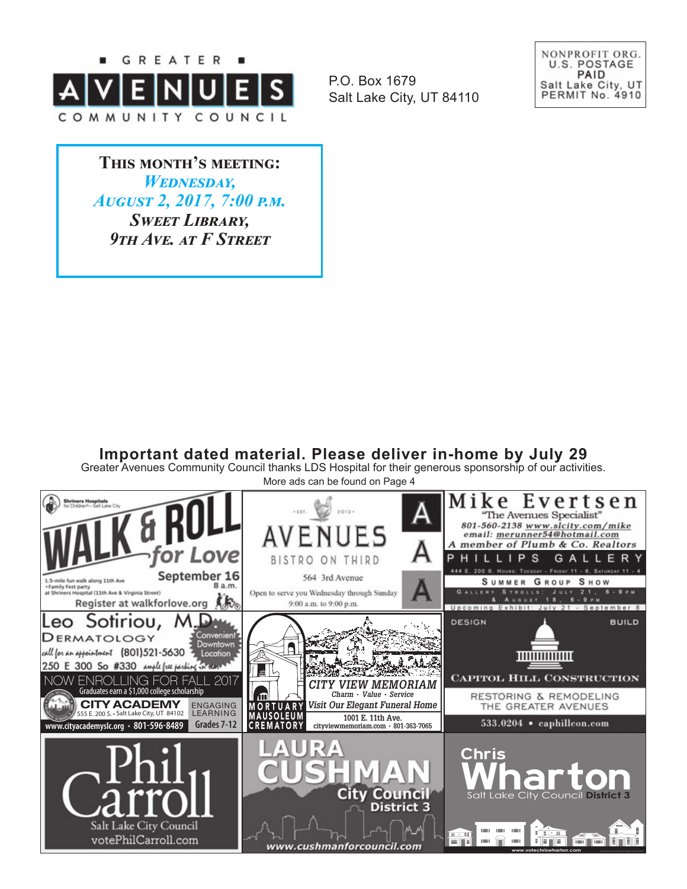GREATER AVENUES COMMUNITY COUNCIL

P.O. Box 1679
Salt Lake City, UT 84110

NONPROFIT ORG.
U.S. POSTAGE
PAID
Salt Lake City, UT
PERMIT No. 4910

**THIS MONTH'S MEETING:**
***WEDNESDAY, AUGUST 2, 2017, 7:00 P.M.***
***SWEET LIBRARY, 9TH AVE. AT F STREET***

**Important dated material. Please deliver in-home by July 29**

Greater Avenues Community Council thanks LDS Hospital for their generous sponsorship of our activities.

More ads can be found on Page 4

Shriners Hospitals for Children—Salt Lake City
WALK & ROLL for Love
September 16, 8 a.m.
1.5-mile fun walk along 11th Ave
+Family Fest party
at Shriners Hospital (11th Ave & Virginia Street)
Register at walkforlove.org

• EST. 2012 •
AVENUES BISTRO ON THIRD
564 3rd Avenue
Open to serve you Wednesday through Sunday
9:00 a.m. to 9:00 p.m.

Mike Evertsen
"The Avenues Specialist"
801-560-2138 www.slcity.com/mike
email: merunner54@hotmail.com
A member of Plumb & Co. Realtors

PHILLIPS GALLERY
444 E. 200 S. Hours: Tuesday - Friday 11 - 6, Saturday 11 - 4
Summer Group Show
Gallery Strolls: July 21, 6 - 9 PM & August 18, 6 - 9 PM
Upcoming Exhibit: July 21 - September 8

Leo Sotiriou, M.D.
Dermatology
Convenient Downtown Location
call for an appointment (801)521-5630
250 E 300 So #330 ample free parking in rear

CITY VIEW MEMORIAM
Charm · Value · Service
Visit Our Elegant Funeral Home
MORTUARY MAUSOLEUM CREMATORY
1001 E. 11th Ave.
cityviewmemoriam.com · 801-363-7065

DESIGN BUILD
CAPITOL HILL CONSTRUCTION
RESTORING & REMODELING THE GREATER AVENUES
533.0204 ▪ caphillcon.com

NOW ENROLLING FOR FALL 2017
Graduates earn a $1,000 college scholarship
CITY ACADEMY
555 E. 200 S. • Salt Lake City, UT 84102
ENGAGING LEARNING
www.cityacademyslc.org • 801-596-8489
Grades 7-12

Phil Carroll
Salt Lake City Council
votePhilCarroll.com

LAURA CUSHMAN
City Council District 3
www.cushmanforcouncil.com

Chris Wharton
Salt Lake City Council District 3
www.votechriswharton.com